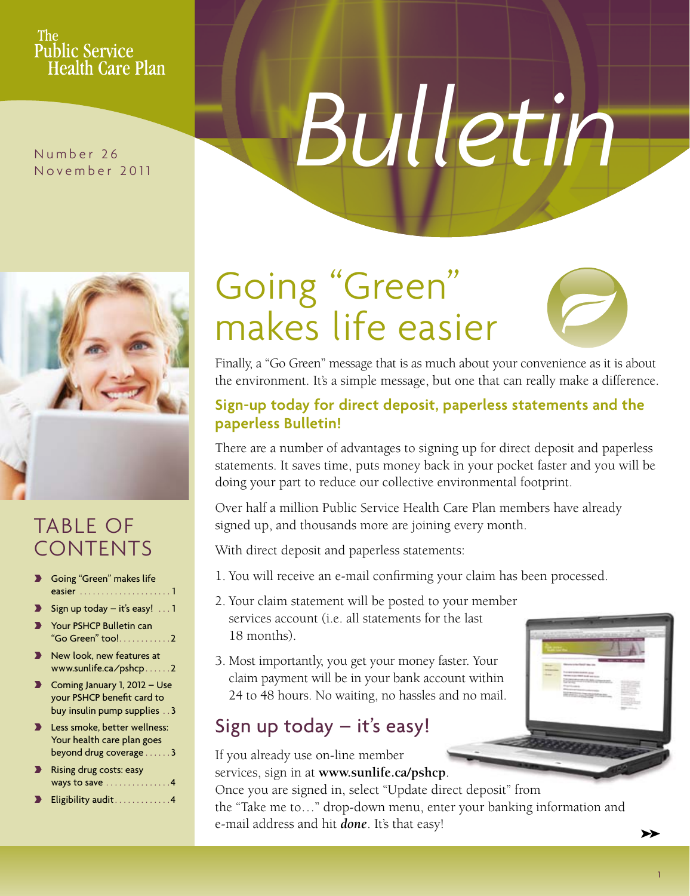The Public Service Health Care Plan

Number 26
November 2011

# Bulletin

## TABLE OF CONTENTS

- Going "Green" makes life easier ..... 1
- Sign up today – it's easy! ..... 1
- Your PSHCP Bulletin can "Go Green" too! ..... 2
- New look, new features at www.sunlife.ca/pshcp ..... 2
- Coming January 1, 2012 – Use your PSHCP benefit card to buy insulin pump supplies ..... 3
- Less smoke, better wellness: Your health care plan goes beyond drug coverage ..... 3
- Rising drug costs: easy ways to save ..... 4
- Eligibility audit ..... 4

# Going "Green" makes life easier

Finally, a "Go Green" message that is as much about your convenience as it is about the environment. It's a simple message, but one that can really make a difference.

### Sign-up today for direct deposit, paperless statements and the paperless Bulletin!

There are a number of advantages to signing up for direct deposit and paperless statements. It saves time, puts money back in your pocket faster and you will be doing your part to reduce our collective environmental footprint.

Over half a million Public Service Health Care Plan members have already signed up, and thousands more are joining every month.

With direct deposit and paperless statements:

1. You will receive an e-mail confirming your claim has been processed.
2. Your claim statement will be posted to your member services account (i.e. all statements for the last 18 months).
3. Most importantly, you get your money faster. Your claim payment will be in your bank account within 24 to 48 hours. No waiting, no hassles and no mail.

## Sign up today – it's easy!

If you already use on-line member services, sign in at **www.sunlife.ca/pshcp**. Once you are signed in, select "Update direct deposit" from the "Take me to…" drop-down menu, enter your banking information and e-mail address and hit ***done***. It's that easy!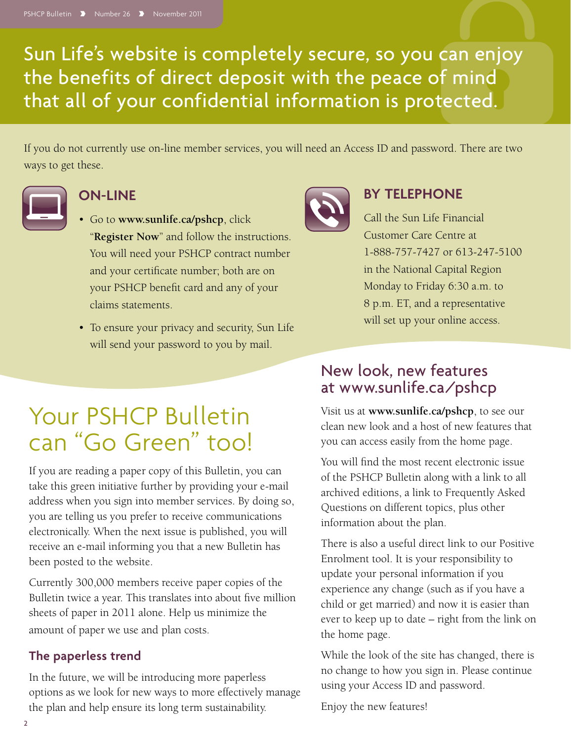Sun Life's website is completely secure, so you can enjoy the benefits of direct deposit with the peace of mind that all of your confidential information is protected.

If you do not currently use on-line member services, you will need an Access ID and password. There are two ways to get these.

### ON-LINE

- Go to **www.sunlife.ca/pshcp**, click "**Register Now**" and follow the instructions. You will need your PSHCP contract number and your certificate number; both are on your PSHCP benefit card and any of your claims statements.
- To ensure your privacy and security, Sun Life will send your password to you by mail.

### BY TELEPHONE

Call the Sun Life Financial Customer Care Centre at 1-888-757-7427 or 613-247-5100 in the National Capital Region Monday to Friday 6:30 a.m. to 8 p.m. ET, and a representative will set up your online access.

# Your PSHCP Bulletin can "Go Green" too!

If you are reading a paper copy of this Bulletin, you can take this green initiative further by providing your e-mail address when you sign into member services. By doing so, you are telling us you prefer to receive communications electronically. When the next issue is published, you will receive an e-mail informing you that a new Bulletin has been posted to the website.

Currently 300,000 members receive paper copies of the Bulletin twice a year. This translates into about five million sheets of paper in 2011 alone. Help us minimize the amount of paper we use and plan costs.

### The paperless trend

In the future, we will be introducing more paperless options as we look for new ways to more effectively manage the plan and help ensure its long term sustainability.

## New look, new features at www.sunlife.ca/pshcp

Visit us at **www.sunlife.ca/pshcp**, to see our clean new look and a host of new features that you can access easily from the home page.

You will find the most recent electronic issue of the PSHCP Bulletin along with a link to all archived editions, a link to Frequently Asked Questions on different topics, plus other information about the plan.

There is also a useful direct link to our Positive Enrolment tool. It is your responsibility to update your personal information if you experience any change (such as if you have a child or get married) and now it is easier than ever to keep up to date – right from the link on the home page.

While the look of the site has changed, there is no change to how you sign in. Please continue using your Access ID and password.

Enjoy the new features!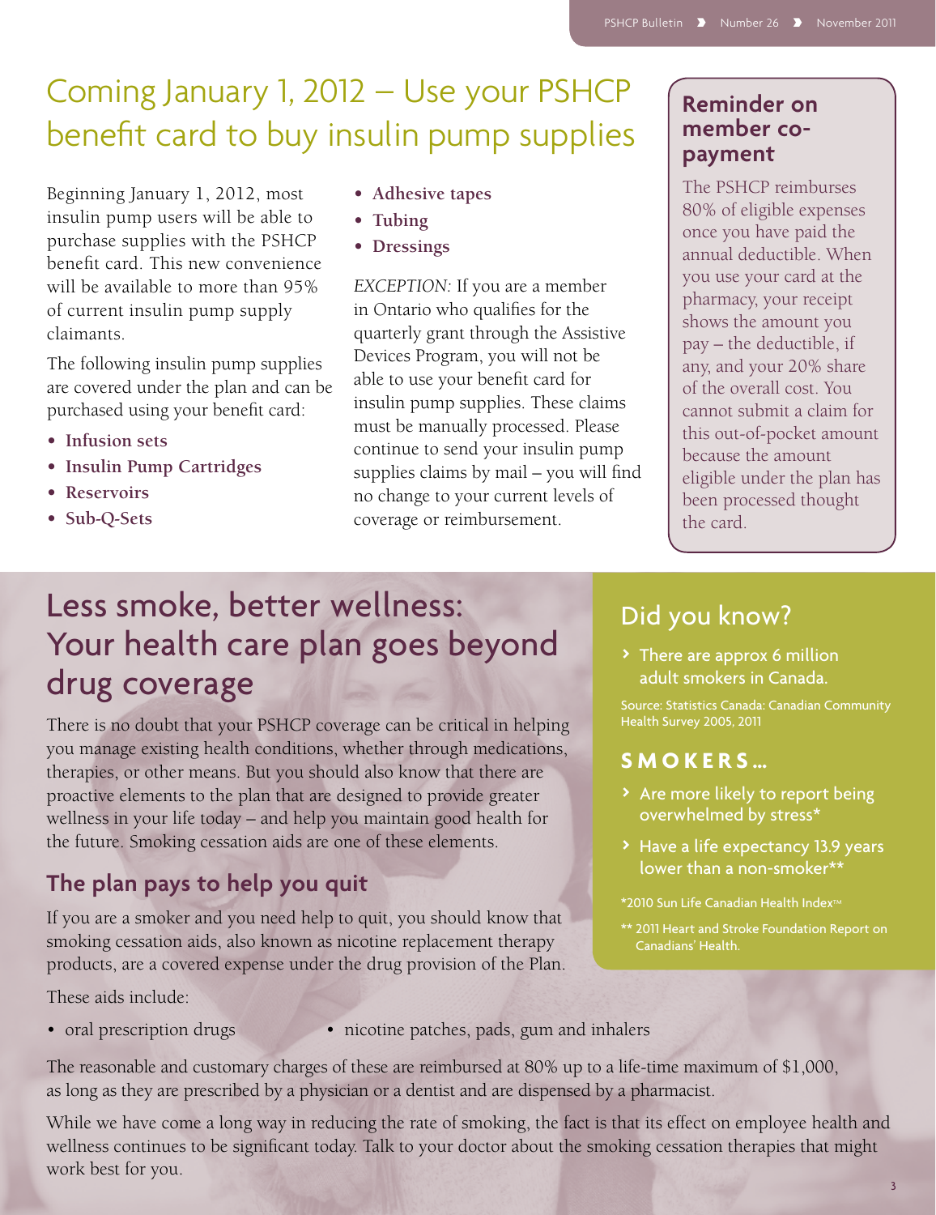## Coming January 1, 2012 – Use your PSHCP benefit card to buy insulin pump supplies

Beginning January 1, 2012, most insulin pump users will be able to purchase supplies with the PSHCP benefit card. This new convenience will be available to more than 95% of current insulin pump supply claimants.

The following insulin pump supplies are covered under the plan and can be purchased using your benefit card:

- **Infusion sets**
- **Insulin Pump Cartridges**
- **Reservoirs**
- **Sub-Q-Sets**
- **Adhesive tapes**
- **Tubing**
- **Dressings**

*EXCEPTION:* If you are a member in Ontario who qualifies for the quarterly grant through the Assistive Devices Program, you will not be able to use your benefit card for insulin pump supplies. These claims must be manually processed. Please continue to send your insulin pump supplies claims by mail – you will find no change to your current levels of coverage or reimbursement.

### Reminder on member co-payment

The PSHCP reimburses 80% of eligible expenses once you have paid the annual deductible. When you use your card at the pharmacy, your receipt shows the amount you pay – the deductible, if any, and your 20% share of the overall cost. You cannot submit a claim for this out-of-pocket amount because the amount eligible under the plan has been processed thought the card.

## Less smoke, better wellness: Your health care plan goes beyond drug coverage

There is no doubt that your PSHCP coverage can be critical in helping you manage existing health conditions, whether through medications, therapies, or other means. But you should also know that there are proactive elements to the plan that are designed to provide greater wellness in your life today – and help you maintain good health for the future. Smoking cessation aids are one of these elements.

### The plan pays to help you quit

If you are a smoker and you need help to quit, you should know that smoking cessation aids, also known as nicotine replacement therapy products, are a covered expense under the drug provision of the Plan.

These aids include:

- oral prescription drugs
- nicotine patches, pads, gum and inhalers

The reasonable and customary charges of these are reimbursed at 80% up to a life-time maximum of $1,000, as long as they are prescribed by a physician or a dentist and are dispensed by a pharmacist.

While we have come a long way in reducing the rate of smoking, the fact is that its effect on employee health and wellness continues to be significant today. Talk to your doctor about the smoking cessation therapies that might work best for you.

### Did you know?

- There are approx 6 million adult smokers in Canada.

Source: Statistics Canada: Canadian Community Health Survey 2005, 2011

**SMOKERS…**

- Are more likely to report being overwhelmed by stress*
- Have a life expectancy 13.9 years lower than a non-smoker**

*2010 Sun Life Canadian Health Index™

** 2011 Heart and Stroke Foundation Report on Canadians' Health.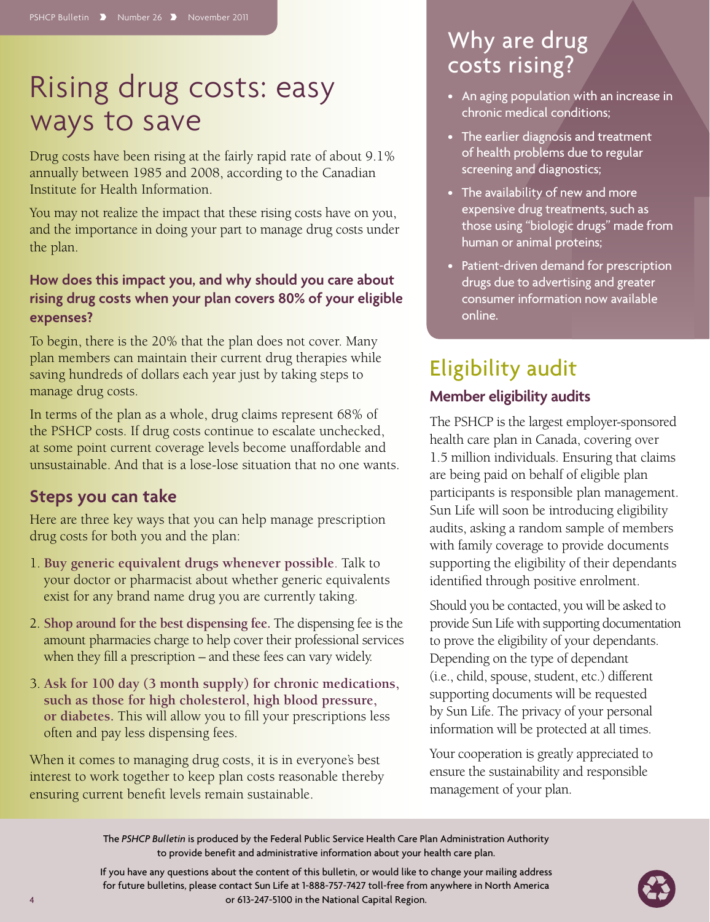# Rising drug costs: easy ways to save

Drug costs have been rising at the fairly rapid rate of about 9.1% annually between 1985 and 2008, according to the Canadian Institute for Health Information.

You may not realize the impact that these rising costs have on you, and the importance in doing your part to manage drug costs under the plan.

### How does this impact you, and why should you care about rising drug costs when your plan covers 80% of your eligible expenses?

To begin, there is the 20% that the plan does not cover. Many plan members can maintain their current drug therapies while saving hundreds of dollars each year just by taking steps to manage drug costs.

In terms of the plan as a whole, drug claims represent 68% of the PSHCP costs. If drug costs continue to escalate unchecked, at some point current coverage levels become unaffordable and unsustainable. And that is a lose-lose situation that no one wants.

## Steps you can take

Here are three key ways that you can help manage prescription drug costs for both you and the plan:

1. **Buy generic equivalent drugs whenever possible**. Talk to your doctor or pharmacist about whether generic equivalents exist for any brand name drug you are currently taking.
2. **Shop around for the best dispensing fee.** The dispensing fee is the amount pharmacies charge to help cover their professional services when they fill a prescription – and these fees can vary widely.
3. **Ask for 100 day (3 month supply) for chronic medications, such as those for high cholesterol, high blood pressure, or diabetes.** This will allow you to fill your prescriptions less often and pay less dispensing fees.

When it comes to managing drug costs, it is in everyone's best interest to work together to keep plan costs reasonable thereby ensuring current benefit levels remain sustainable.

## Why are drug costs rising?

- An aging population with an increase in chronic medical conditions;
- The earlier diagnosis and treatment of health problems due to regular screening and diagnostics;
- The availability of new and more expensive drug treatments, such as those using "biologic drugs" made from human or animal proteins;
- Patient-driven demand for prescription drugs due to advertising and greater consumer information now available online.

## Eligibility audit

### Member eligibility audits

The PSHCP is the largest employer-sponsored health care plan in Canada, covering over 1.5 million individuals. Ensuring that claims are being paid on behalf of eligible plan participants is responsible plan management. Sun Life will soon be introducing eligibility audits, asking a random sample of members with family coverage to provide documents supporting the eligibility of their dependants identified through positive enrolment.

Should you be contacted, you will be asked to provide Sun Life with supporting documentation to prove the eligibility of your dependants. Depending on the type of dependant (i.e., child, spouse, student, etc.) different supporting documents will be requested by Sun Life. The privacy of your personal information will be protected at all times.

Your cooperation is greatly appreciated to ensure the sustainability and responsible management of your plan.

The *PSHCP Bulletin* is produced by the Federal Public Service Health Care Plan Administration Authority to provide benefit and administrative information about your health care plan.

If you have any questions about the content of this bulletin, or would like to change your mailing address for future bulletins, please contact Sun Life at 1-888-757-7427 toll-free from anywhere in North America or 613-247-5100 in the National Capital Region.